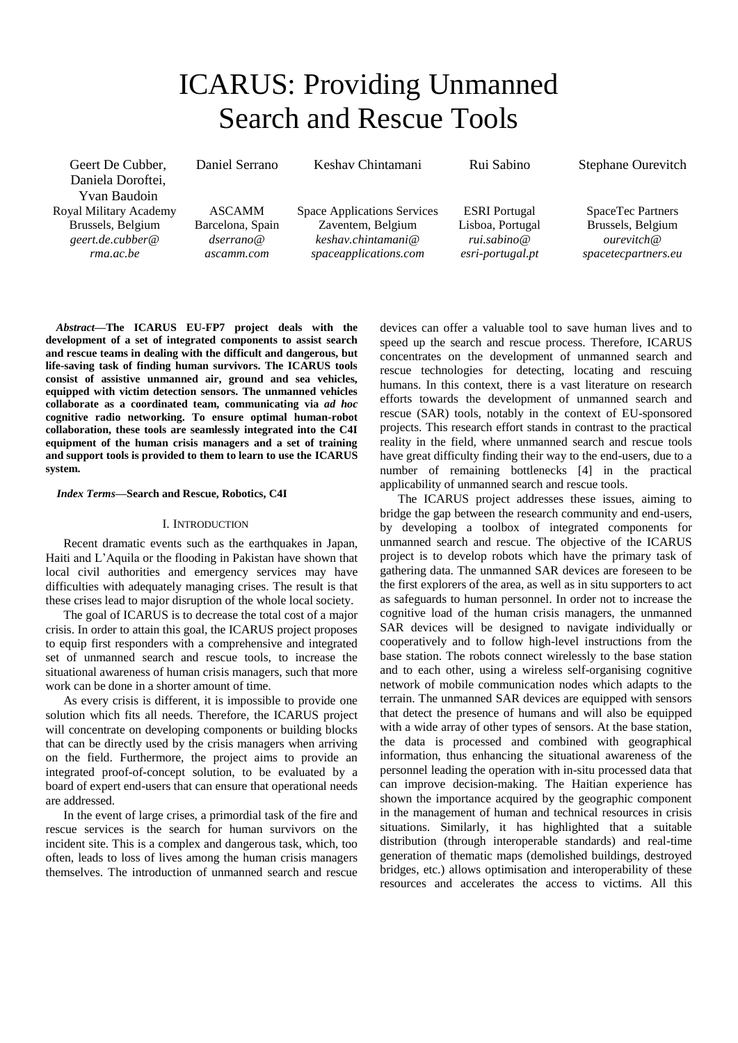# ICARUS: Providing Unmanned Search and Rescue Tools

Geert De Cubber, Daniela Doroftei, Yvan Baudoin
Royal Military Academy
Brussels, Belgium
*geert.de.cubber@rma.ac.be*

Daniel Serrano
ASCAMM
Barcelona, Spain
*dserrano@ascamm.com*

Keshav Chintamani
Space Applications Services
Zaventem, Belgium
*keshav.chintamani@spaceapplications.com*

Rui Sabino
ESRI Portugal
Lisboa, Portugal
*rui.sabino@esri-portugal.pt*

Stephane Ourevitch
SpaceTec Partners
Brussels, Belgium
*ourevitch@spacetecpartners.eu*

***Abstract*—The ICARUS EU-FP7 project deals with the development of a set of integrated components to assist search and rescue teams in dealing with the difficult and dangerous, but life-saving task of finding human survivors. The ICARUS tools consist of assistive unmanned air, ground and sea vehicles, equipped with victim detection sensors. The unmanned vehicles collaborate as a coordinated team, communicating via *ad hoc* cognitive radio networking. To ensure optimal human-robot collaboration, these tools are seamlessly integrated into the C4I equipment of the human crisis managers and a set of training and support tools is provided to them to learn to use the ICARUS system.**

***Index Terms*—Search and Rescue, Robotics, C4I**

## I. Introduction

Recent dramatic events such as the earthquakes in Japan, Haiti and L'Aquila or the flooding in Pakistan have shown that local civil authorities and emergency services may have difficulties with adequately managing crises. The result is that these crises lead to major disruption of the whole local society.

The goal of ICARUS is to decrease the total cost of a major crisis. In order to attain this goal, the ICARUS project proposes to equip first responders with a comprehensive and integrated set of unmanned search and rescue tools, to increase the situational awareness of human crisis managers, such that more work can be done in a shorter amount of time.

As every crisis is different, it is impossible to provide one solution which fits all needs. Therefore, the ICARUS project will concentrate on developing components or building blocks that can be directly used by the crisis managers when arriving on the field. Furthermore, the project aims to provide an integrated proof-of-concept solution, to be evaluated by a board of expert end-users that can ensure that operational needs are addressed.

In the event of large crises, a primordial task of the fire and rescue services is the search for human survivors on the incident site. This is a complex and dangerous task, which, too often, leads to loss of lives among the human crisis managers themselves. The introduction of unmanned search and rescue devices can offer a valuable tool to save human lives and to speed up the search and rescue process. Therefore, ICARUS concentrates on the development of unmanned search and rescue technologies for detecting, locating and rescuing humans. In this context, there is a vast literature on research efforts towards the development of unmanned search and rescue (SAR) tools, notably in the context of EU-sponsored projects. This research effort stands in contrast to the practical reality in the field, where unmanned search and rescue tools have great difficulty finding their way to the end-users, due to a number of remaining bottlenecks [4] in the practical applicability of unmanned search and rescue tools.

The ICARUS project addresses these issues, aiming to bridge the gap between the research community and end-users, by developing a toolbox of integrated components for unmanned search and rescue. The objective of the ICARUS project is to develop robots which have the primary task of gathering data. The unmanned SAR devices are foreseen to be the first explorers of the area, as well as in situ supporters to act as safeguards to human personnel. In order not to increase the cognitive load of the human crisis managers, the unmanned SAR devices will be designed to navigate individually or cooperatively and to follow high-level instructions from the base station. The robots connect wirelessly to the base station and to each other, using a wireless self-organising cognitive network of mobile communication nodes which adapts to the terrain. The unmanned SAR devices are equipped with sensors that detect the presence of humans and will also be equipped with a wide array of other types of sensors. At the base station, the data is processed and combined with geographical information, thus enhancing the situational awareness of the personnel leading the operation with in-situ processed data that can improve decision-making. The Haitian experience has shown the importance acquired by the geographic component in the management of human and technical resources in crisis situations. Similarly, it has highlighted that a suitable distribution (through interoperable standards) and real-time generation of thematic maps (demolished buildings, destroyed bridges, etc.) allows optimisation and interoperability of these resources and accelerates the access to victims. All this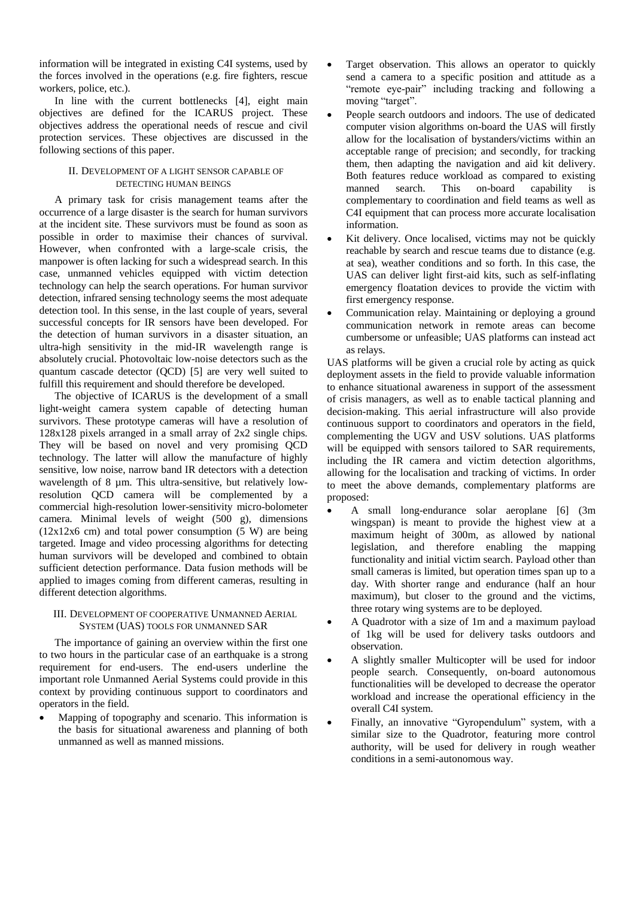information will be integrated in existing C4I systems, used by the forces involved in the operations (e.g. fire fighters, rescue workers, police, etc.).

In line with the current bottlenecks [4], eight main objectives are defined for the ICARUS project. These objectives address the operational needs of rescue and civil protection services. These objectives are discussed in the following sections of this paper.

## II. Development of a light sensor capable of detecting human beings

A primary task for crisis management teams after the occurrence of a large disaster is the search for human survivors at the incident site. These survivors must be found as soon as possible in order to maximise their chances of survival. However, when confronted with a large-scale crisis, the manpower is often lacking for such a widespread search. In this case, unmanned vehicles equipped with victim detection technology can help the search operations. For human survivor detection, infrared sensing technology seems the most adequate detection tool. In this sense, in the last couple of years, several successful concepts for IR sensors have been developed. For the detection of human survivors in a disaster situation, an ultra-high sensitivity in the mid-IR wavelength range is absolutely crucial. Photovoltaic low-noise detectors such as the quantum cascade detector (QCD) [5] are very well suited to fulfill this requirement and should therefore be developed.

The objective of ICARUS is the development of a small light-weight camera system capable of detecting human survivors. These prototype cameras will have a resolution of 128x128 pixels arranged in a small array of 2x2 single chips. They will be based on novel and very promising QCD technology. The latter will allow the manufacture of highly sensitive, low noise, narrow band IR detectors with a detection wavelength of 8 µm. This ultra-sensitive, but relatively low-resolution QCD camera will be complemented by a commercial high-resolution lower-sensitivity micro-bolometer camera. Minimal levels of weight (500 g), dimensions (12x12x6 cm) and total power consumption (5 W) are being targeted. Image and video processing algorithms for detecting human survivors will be developed and combined to obtain sufficient detection performance. Data fusion methods will be applied to images coming from different cameras, resulting in different detection algorithms.

## III. Development of cooperative Unmanned Aerial System (UAS) tools for unmanned SAR

The importance of gaining an overview within the first one to two hours in the particular case of an earthquake is a strong requirement for end-users. The end-users underline the important role Unmanned Aerial Systems could provide in this context by providing continuous support to coordinators and operators in the field.

- Mapping of topography and scenario. This information is the basis for situational awareness and planning of both unmanned as well as manned missions.
- Target observation. This allows an operator to quickly send a camera to a specific position and attitude as a "remote eye-pair" including tracking and following a moving "target".
- People search outdoors and indoors. The use of dedicated computer vision algorithms on-board the UAS will firstly allow for the localisation of bystanders/victims within an acceptable range of precision; and secondly, for tracking them, then adapting the navigation and aid kit delivery. Both features reduce workload as compared to existing manned search. This on-board capability is complementary to coordination and field teams as well as C4I equipment that can process more accurate localisation information.
- Kit delivery. Once localised, victims may not be quickly reachable by search and rescue teams due to distance (e.g. at sea), weather conditions and so forth. In this case, the UAS can deliver light first-aid kits, such as self-inflating emergency floatation devices to provide the victim with first emergency response.
- Communication relay. Maintaining or deploying a ground communication network in remote areas can become cumbersome or unfeasible; UAS platforms can instead act as relays.

UAS platforms will be given a crucial role by acting as quick deployment assets in the field to provide valuable information to enhance situational awareness in support of the assessment of crisis managers, as well as to enable tactical planning and decision-making. This aerial infrastructure will also provide continuous support to coordinators and operators in the field, complementing the UGV and USV solutions. UAS platforms will be equipped with sensors tailored to SAR requirements, including the IR camera and victim detection algorithms, allowing for the localisation and tracking of victims. In order to meet the above demands, complementary platforms are proposed:

- A small long-endurance solar aeroplane [6] (3m wingspan) is meant to provide the highest view at a maximum height of 300m, as allowed by national legislation, and therefore enabling the mapping functionality and initial victim search. Payload other than small cameras is limited, but operation times span up to a day. With shorter range and endurance (half an hour maximum), but closer to the ground and the victims, three rotary wing systems are to be deployed.
- A Quadrotor with a size of 1m and a maximum payload of 1kg will be used for delivery tasks outdoors and observation.
- A slightly smaller Multicopter will be used for indoor people search. Consequently, on-board autonomous functionalities will be developed to decrease the operator workload and increase the operational efficiency in the overall C4I system.
- Finally, an innovative "Gyropendulum" system, with a similar size to the Quadrotor, featuring more control authority, will be used for delivery in rough weather conditions in a semi-autonomous way.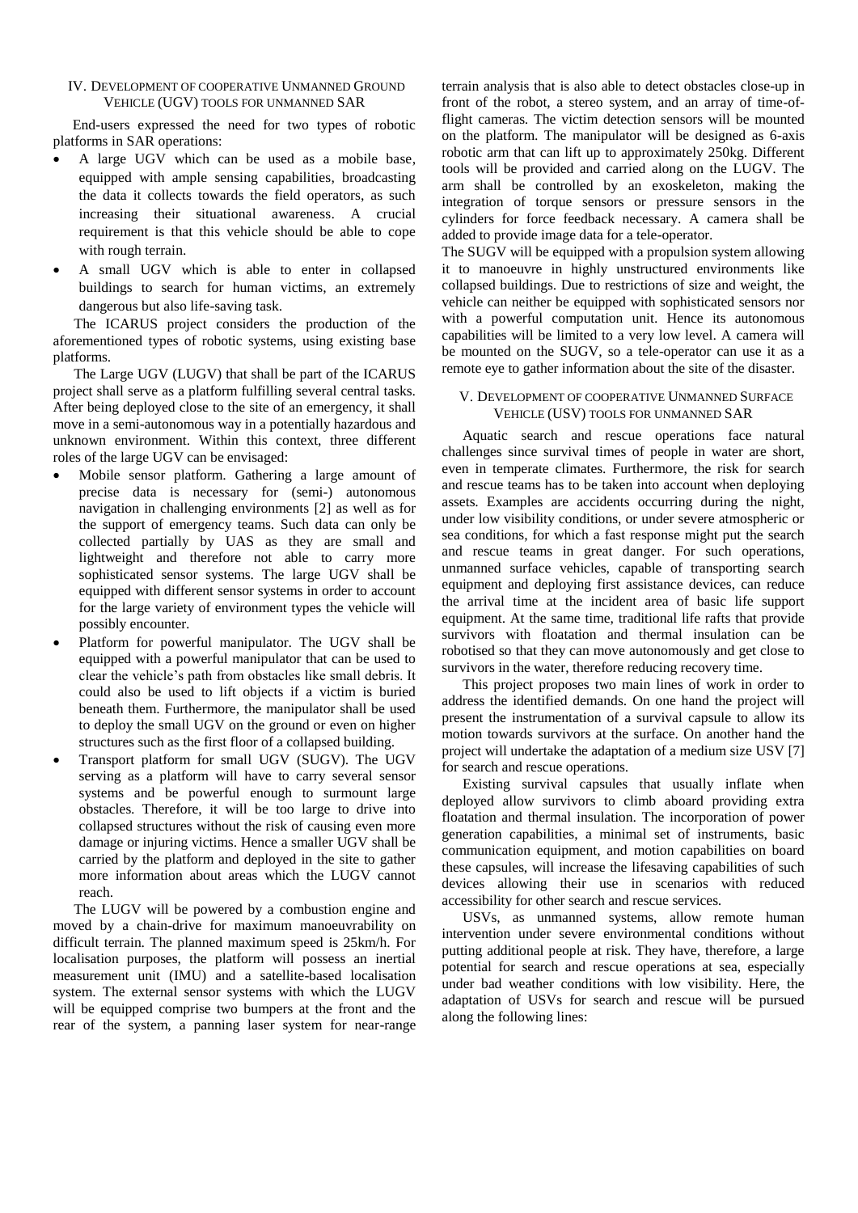## IV. Development of cooperative Unmanned Ground Vehicle (UGV) tools for unmanned SAR

End-users expressed the need for two types of robotic platforms in SAR operations:

- A large UGV which can be used as a mobile base, equipped with ample sensing capabilities, broadcasting the data it collects towards the field operators, as such increasing their situational awareness. A crucial requirement is that this vehicle should be able to cope with rough terrain.
- A small UGV which is able to enter in collapsed buildings to search for human victims, an extremely dangerous but also life-saving task.

The ICARUS project considers the production of the aforementioned types of robotic systems, using existing base platforms.

The Large UGV (LUGV) that shall be part of the ICARUS project shall serve as a platform fulfilling several central tasks. After being deployed close to the site of an emergency, it shall move in a semi-autonomous way in a potentially hazardous and unknown environment. Within this context, three different roles of the large UGV can be envisaged:

- Mobile sensor platform. Gathering a large amount of precise data is necessary for (semi-) autonomous navigation in challenging environments [2] as well as for the support of emergency teams. Such data can only be collected partially by UAS as they are small and lightweight and therefore not able to carry more sophisticated sensor systems. The large UGV shall be equipped with different sensor systems in order to account for the large variety of environment types the vehicle will possibly encounter.
- Platform for powerful manipulator. The UGV shall be equipped with a powerful manipulator that can be used to clear the vehicle's path from obstacles like small debris. It could also be used to lift objects if a victim is buried beneath them. Furthermore, the manipulator shall be used to deploy the small UGV on the ground or even on higher structures such as the first floor of a collapsed building.
- Transport platform for small UGV (SUGV). The UGV serving as a platform will have to carry several sensor systems and be powerful enough to surmount large obstacles. Therefore, it will be too large to drive into collapsed structures without the risk of causing even more damage or injuring victims. Hence a smaller UGV shall be carried by the platform and deployed in the site to gather more information about areas which the LUGV cannot reach.

The LUGV will be powered by a combustion engine and moved by a chain-drive for maximum manoeuvrability on difficult terrain. The planned maximum speed is 25km/h. For localisation purposes, the platform will possess an inertial measurement unit (IMU) and a satellite-based localisation system. The external sensor systems with which the LUGV will be equipped comprise two bumpers at the front and the rear of the system, a panning laser system for near-range terrain analysis that is also able to detect obstacles close-up in front of the robot, a stereo system, and an array of time-of-flight cameras. The victim detection sensors will be mounted on the platform. The manipulator will be designed as 6-axis robotic arm that can lift up to approximately 250kg. Different tools will be provided and carried along on the LUGV. The arm shall be controlled by an exoskeleton, making the integration of torque sensors or pressure sensors in the cylinders for force feedback necessary. A camera shall be added to provide image data for a tele-operator.

The SUGV will be equipped with a propulsion system allowing it to manoeuvre in highly unstructured environments like collapsed buildings. Due to restrictions of size and weight, the vehicle can neither be equipped with sophisticated sensors nor with a powerful computation unit. Hence its autonomous capabilities will be limited to a very low level. A camera will be mounted on the SUGV, so a tele-operator can use it as a remote eye to gather information about the site of the disaster.

## V. Development of cooperative Unmanned Surface Vehicle (USV) tools for unmanned SAR

Aquatic search and rescue operations face natural challenges since survival times of people in water are short, even in temperate climates. Furthermore, the risk for search and rescue teams has to be taken into account when deploying assets. Examples are accidents occurring during the night, under low visibility conditions, or under severe atmospheric or sea conditions, for which a fast response might put the search and rescue teams in great danger. For such operations, unmanned surface vehicles, capable of transporting search equipment and deploying first assistance devices, can reduce the arrival time at the incident area of basic life support equipment. At the same time, traditional life rafts that provide survivors with floatation and thermal insulation can be robotised so that they can move autonomously and get close to survivors in the water, therefore reducing recovery time.

This project proposes two main lines of work in order to address the identified demands. On one hand the project will present the instrumentation of a survival capsule to allow its motion towards survivors at the surface. On another hand the project will undertake the adaptation of a medium size USV [7] for search and rescue operations.

Existing survival capsules that usually inflate when deployed allow survivors to climb aboard providing extra floatation and thermal insulation. The incorporation of power generation capabilities, a minimal set of instruments, basic communication equipment, and motion capabilities on board these capsules, will increase the lifesaving capabilities of such devices allowing their use in scenarios with reduced accessibility for other search and rescue services.

USVs, as unmanned systems, allow remote human intervention under severe environmental conditions without putting additional people at risk. They have, therefore, a large potential for search and rescue operations at sea, especially under bad weather conditions with low visibility. Here, the adaptation of USVs for search and rescue will be pursued along the following lines: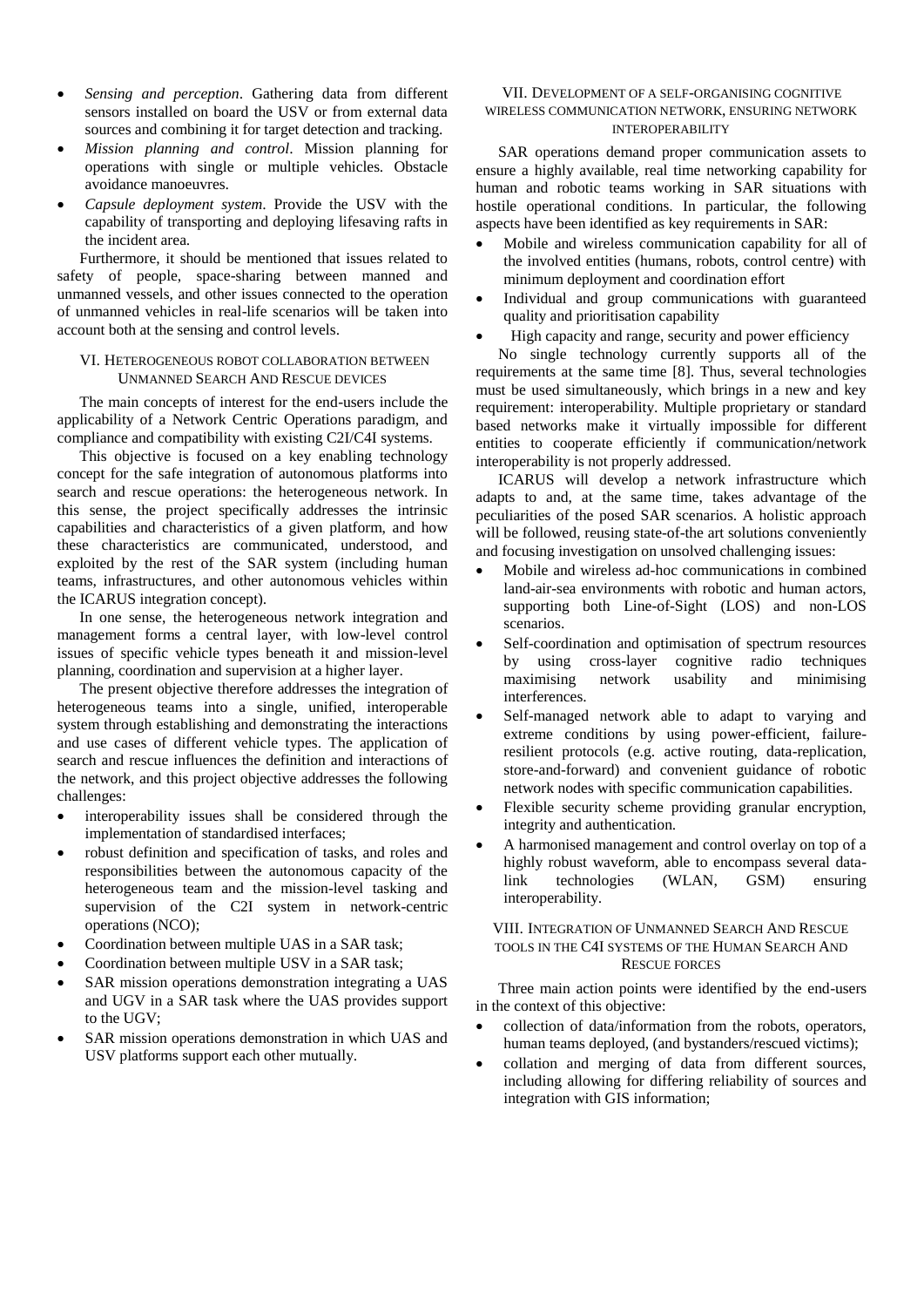- *Sensing and perception*. Gathering data from different sensors installed on board the USV or from external data sources and combining it for target detection and tracking.
- *Mission planning and control*. Mission planning for operations with single or multiple vehicles. Obstacle avoidance manoeuvres.
- *Capsule deployment system*. Provide the USV with the capability of transporting and deploying lifesaving rafts in the incident area.

Furthermore, it should be mentioned that issues related to safety of people, space-sharing between manned and unmanned vessels, and other issues connected to the operation of unmanned vehicles in real-life scenarios will be taken into account both at the sensing and control levels.

## VI. Heterogeneous robot collaboration between Unmanned Search And Rescue devices

The main concepts of interest for the end-users include the applicability of a Network Centric Operations paradigm, and compliance and compatibility with existing C2I/C4I systems.

This objective is focused on a key enabling technology concept for the safe integration of autonomous platforms into search and rescue operations: the heterogeneous network. In this sense, the project specifically addresses the intrinsic capabilities and characteristics of a given platform, and how these characteristics are communicated, understood, and exploited by the rest of the SAR system (including human teams, infrastructures, and other autonomous vehicles within the ICARUS integration concept).

In one sense, the heterogeneous network integration and management forms a central layer, with low-level control issues of specific vehicle types beneath it and mission-level planning, coordination and supervision at a higher layer.

The present objective therefore addresses the integration of heterogeneous teams into a single, unified, interoperable system through establishing and demonstrating the interactions and use cases of different vehicle types. The application of search and rescue influences the definition and interactions of the network, and this project objective addresses the following challenges:

- interoperability issues shall be considered through the implementation of standardised interfaces;
- robust definition and specification of tasks, and roles and responsibilities between the autonomous capacity of the heterogeneous team and the mission-level tasking and supervision of the C2I system in network-centric operations (NCO);
- Coordination between multiple UAS in a SAR task;
- Coordination between multiple USV in a SAR task;
- SAR mission operations demonstration integrating a UAS and UGV in a SAR task where the UAS provides support to the UGV;
- SAR mission operations demonstration in which UAS and USV platforms support each other mutually.

## VII. Development of a self-organising cognitive wireless communication network, ensuring network interoperability

SAR operations demand proper communication assets to ensure a highly available, real time networking capability for human and robotic teams working in SAR situations with hostile operational conditions. In particular, the following aspects have been identified as key requirements in SAR:

- Mobile and wireless communication capability for all of the involved entities (humans, robots, control centre) with minimum deployment and coordination effort
- Individual and group communications with guaranteed quality and prioritisation capability
- High capacity and range, security and power efficiency

No single technology currently supports all of the requirements at the same time [8]. Thus, several technologies must be used simultaneously, which brings in a new and key requirement: interoperability. Multiple proprietary or standard based networks make it virtually impossible for different entities to cooperate efficiently if communication/network interoperability is not properly addressed.

ICARUS will develop a network infrastructure which adapts to and, at the same time, takes advantage of the peculiarities of the posed SAR scenarios. A holistic approach will be followed, reusing state-of-the art solutions conveniently and focusing investigation on unsolved challenging issues:

- Mobile and wireless ad-hoc communications in combined land-air-sea environments with robotic and human actors, supporting both Line-of-Sight (LOS) and non-LOS scenarios.
- Self-coordination and optimisation of spectrum resources by using cross-layer cognitive radio techniques maximising network usability and minimising interferences.
- Self-managed network able to adapt to varying and extreme conditions by using power-efficient, failure-resilient protocols (e.g. active routing, data-replication, store-and-forward) and convenient guidance of robotic network nodes with specific communication capabilities.
- Flexible security scheme providing granular encryption, integrity and authentication.
- A harmonised management and control overlay on top of a highly robust waveform, able to encompass several data-link technologies (WLAN, GSM) ensuring interoperability.

## VIII. Integration of Unmanned Search And Rescue tools in the C4I systems of the Human Search And Rescue forces

Three main action points were identified by the end-users in the context of this objective:

- collection of data/information from the robots, operators, human teams deployed, (and bystanders/rescued victims);
- collation and merging of data from different sources, including allowing for differing reliability of sources and integration with GIS information;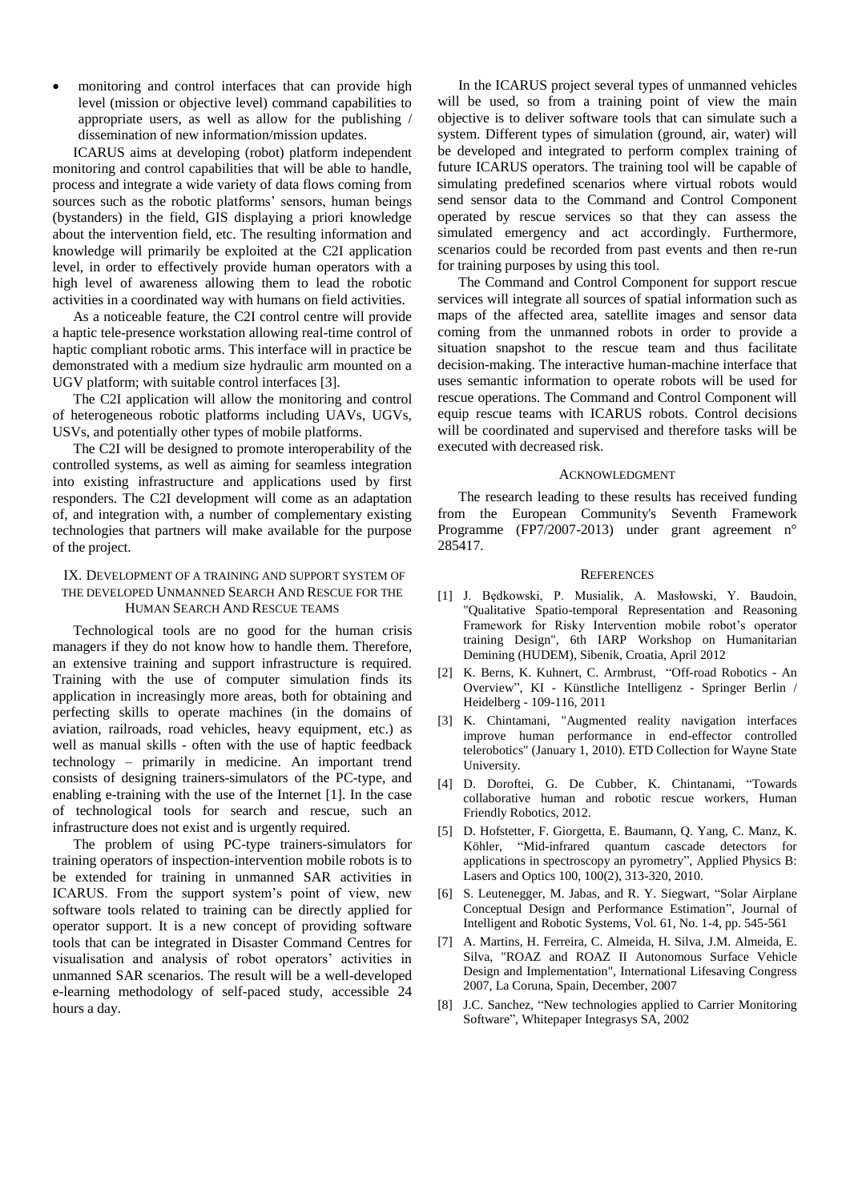- monitoring and control interfaces that can provide high level (mission or objective level) command capabilities to appropriate users, as well as allow for the publishing / dissemination of new information/mission updates.

ICARUS aims at developing (robot) platform independent monitoring and control capabilities that will be able to handle, process and integrate a wide variety of data flows coming from sources such as the robotic platforms' sensors, human beings (bystanders) in the field, GIS displaying a priori knowledge about the intervention field, etc. The resulting information and knowledge will primarily be exploited at the C2I application level, in order to effectively provide human operators with a high level of awareness allowing them to lead the robotic activities in a coordinated way with humans on field activities.

As a noticeable feature, the C2I control centre will provide a haptic tele-presence workstation allowing real-time control of haptic compliant robotic arms. This interface will in practice be demonstrated with a medium size hydraulic arm mounted on a UGV platform; with suitable control interfaces [3].

The C2I application will allow the monitoring and control of heterogeneous robotic platforms including UAVs, UGVs, USVs, and potentially other types of mobile platforms.

The C2I will be designed to promote interoperability of the controlled systems, as well as aiming for seamless integration into existing infrastructure and applications used by first responders. The C2I development will come as an adaptation of, and integration with, a number of complementary existing technologies that partners will make available for the purpose of the project.

## IX. Development of a training and support system of the developed Unmanned Search And Rescue for the Human Search And Rescue teams

Technological tools are no good for the human crisis managers if they do not know how to handle them. Therefore, an extensive training and support infrastructure is required. Training with the use of computer simulation finds its application in increasingly more areas, both for obtaining and perfecting skills to operate machines (in the domains of aviation, railroads, road vehicles, heavy equipment, etc.) as well as manual skills - often with the use of haptic feedback technology – primarily in medicine. An important trend consists of designing trainers-simulators of the PC-type, and enabling e-training with the use of the Internet [1]. In the case of technological tools for search and rescue, such an infrastructure does not exist and is urgently required.

The problem of using PC-type trainers-simulators for training operators of inspection-intervention mobile robots is to be extended for training in unmanned SAR activities in ICARUS. From the support system's point of view, new software tools related to training can be directly applied for operator support. It is a new concept of providing software tools that can be integrated in Disaster Command Centres for visualisation and analysis of robot operators' activities in unmanned SAR scenarios. The result will be a well-developed e-learning methodology of self-paced study, accessible 24 hours a day.

In the ICARUS project several types of unmanned vehicles will be used, so from a training point of view the main objective is to deliver software tools that can simulate such a system. Different types of simulation (ground, air, water) will be developed and integrated to perform complex training of future ICARUS operators. The training tool will be capable of simulating predefined scenarios where virtual robots would send sensor data to the Command and Control Component operated by rescue services so that they can assess the simulated emergency and act accordingly. Furthermore, scenarios could be recorded from past events and then re-run for training purposes by using this tool.

The Command and Control Component for support rescue services will integrate all sources of spatial information such as maps of the affected area, satellite images and sensor data coming from the unmanned robots in order to provide a situation snapshot to the rescue team and thus facilitate decision-making. The interactive human-machine interface that uses semantic information to operate robots will be used for rescue operations. The Command and Control Component will equip rescue teams with ICARUS robots. Control decisions will be coordinated and supervised and therefore tasks will be executed with decreased risk.

## Acknowledgment

The research leading to these results has received funding from the European Community's Seventh Framework Programme (FP7/2007-2013) under grant agreement n° 285417.

## References

[1] J. Będkowski, P. Musialik, A. Masłowski, Y. Baudoin, "Qualitative Spatio-temporal Representation and Reasoning Framework for Risky Intervention mobile robot's operator training Design", 6th IARP Workshop on Humanitarian Demining (HUDEM), Sibenik, Croatia, April 2012

[2] K. Berns, K. Kuhnert, C. Armbrust, "Off-road Robotics - An Overview", KI - Künstliche Intelligenz - Springer Berlin / Heidelberg - 109-116, 2011

[3] K. Chintamani, "Augmented reality navigation interfaces improve human performance in end-effector controlled telerobotics" (January 1, 2010). ETD Collection for Wayne State University.

[4] D. Doroftei, G. De Cubber, K. Chintanami, "Towards collaborative human and robotic rescue workers, Human Friendly Robotics, 2012.

[5] D. Hofstetter, F. Giorgetta, E. Baumann, Q. Yang, C. Manz, K. Köhler, "Mid-infrared quantum cascade detectors for applications in spectroscopy an pyrometry", Applied Physics B: Lasers and Optics 100, 100(2), 313-320, 2010.

[6] S. Leutenegger, M. Jabas, and R. Y. Siegwart, "Solar Airplane Conceptual Design and Performance Estimation", Journal of Intelligent and Robotic Systems, Vol. 61, No. 1-4, pp. 545-561

[7] A. Martins, H. Ferreira, C. Almeida, H. Silva, J.M. Almeida, E. Silva, "ROAZ and ROAZ II Autonomous Surface Vehicle Design and Implementation", International Lifesaving Congress 2007, La Coruna, Spain, December, 2007

[8] J.C. Sanchez, "New technologies applied to Carrier Monitoring Software", Whitepaper Integrasys SA, 2002